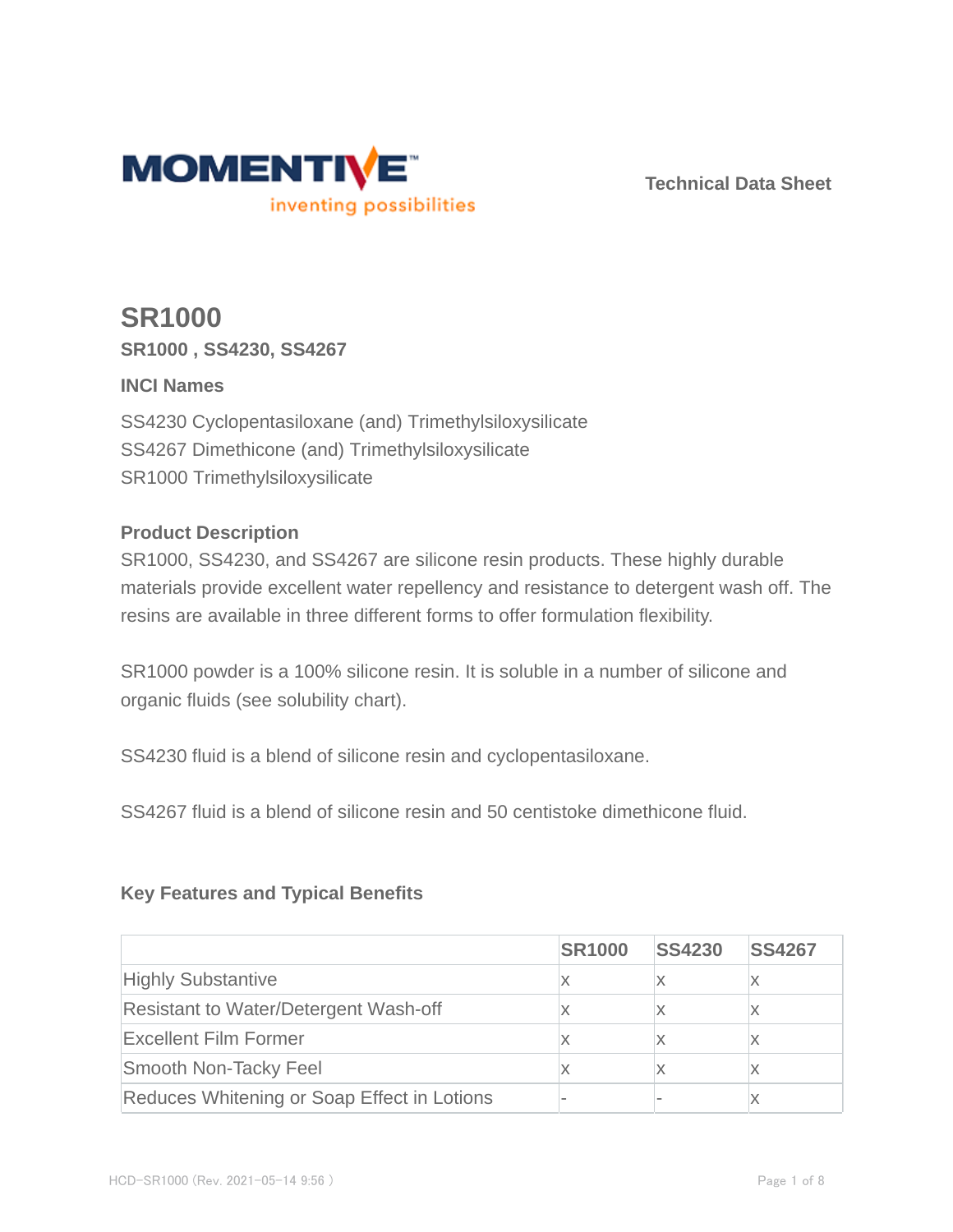Technical Data Sheet

# SR1000

**SR1000 , SS4230, SS4267**

### INCI Names

SS4230 Cyclopentasiloxane (and) Trimethylsiloxysilicate
SS4267 Dimethicone (and) Trimethylsiloxysilicate
SR1000 Trimethylsiloxysilicate

### Product Description

SR1000, SS4230, and SS4267 are silicone resin products. These highly durable materials provide excellent water repellency and resistance to detergent wash off. The resins are available in three different forms to offer formulation flexibility.

SR1000 powder is a 100% silicone resin. It is soluble in a number of silicone and organic fluids (see solubility chart).

SS4230 fluid is a blend of silicone resin and cyclopentasiloxane.

SS4267 fluid is a blend of silicone resin and 50 centistoke dimethicone fluid.

### Key Features and Typical Benefits

| | SR1000 | SS4230 | SS4267 |
|---|---|---|---|
| Highly Substantive | x | x | x |
| Resistant to Water/Detergent Wash-off | x | x | x |
| Excellent Film Former | x | x | x |
| Smooth Non-Tacky Feel | x | x | x |
| Reduces Whitening or Soap Effect in Lotions | - | - | x |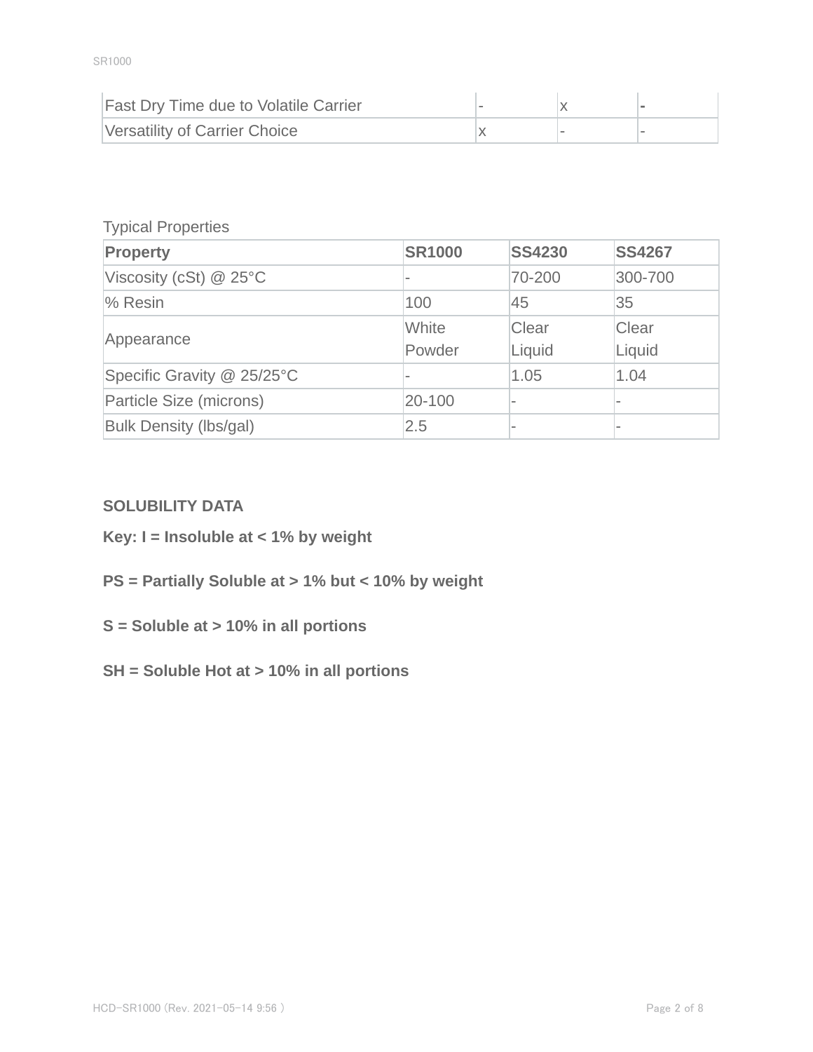| | | | |
|---|---|---|---|
| Fast Dry Time due to Volatile Carrier | - | x | - |
| Versatility of Carrier Choice | x | - | - |

Typical Properties

| Property | SR1000 | SS4230 | SS4267 |
|---|---|---|---|
| Viscosity (cSt) @ 25°C | - | 70-200 | 300-700 |
| % Resin | 100 | 45 | 35 |
| Appearance | White Powder | Clear Liquid | Clear Liquid |
| Specific Gravity @ 25/25°C | - | 1.05 | 1.04 |
| Particle Size (microns) | 20-100 | - | - |
| Bulk Density (lbs/gal) | 2.5 | - | - |

**SOLUBILITY DATA**

**Key: I = Insoluble at < 1% by weight**

**PS = Partially Soluble at > 1% but < 10% by weight**

**S = Soluble at > 10% in all portions**

**SH = Soluble Hot at > 10% in all portions**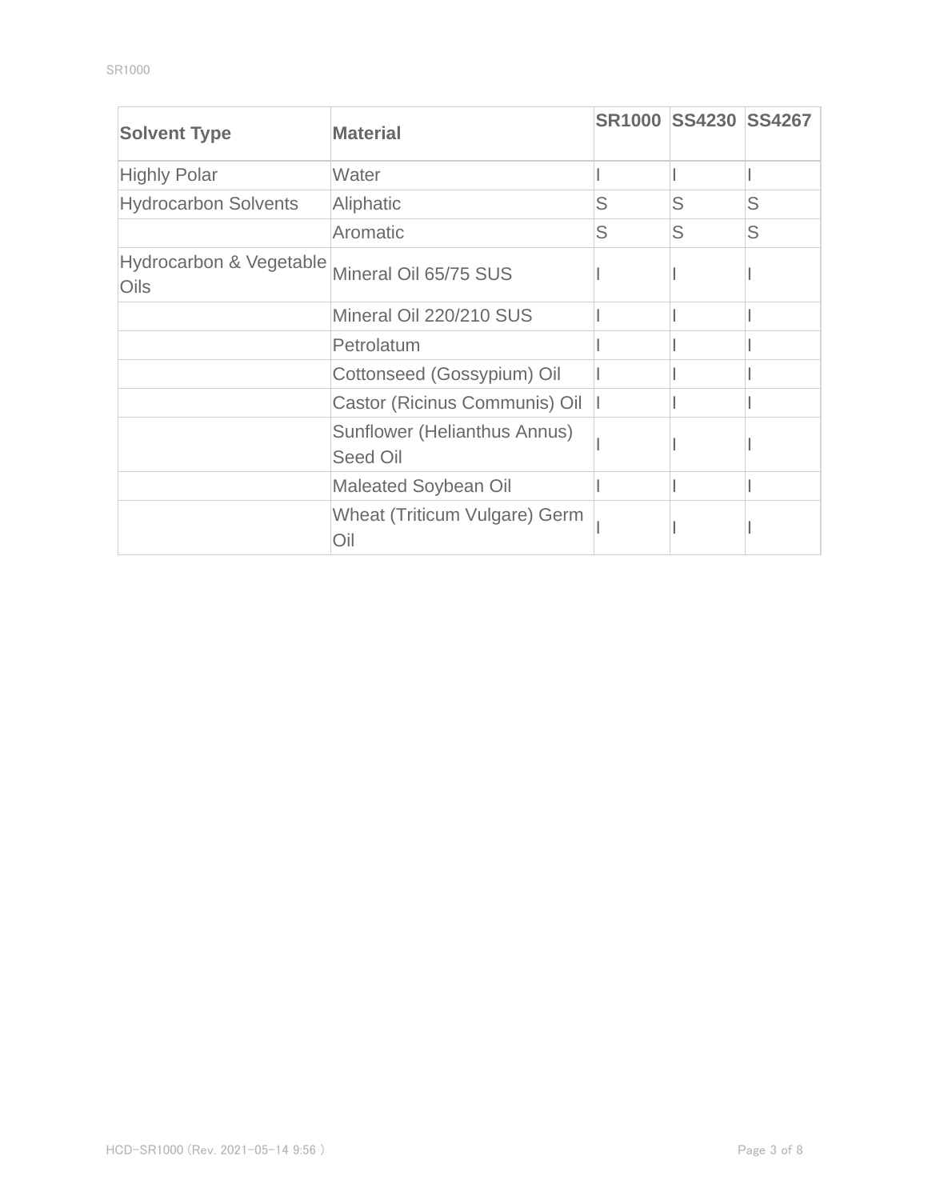| Solvent Type | Material | SR1000 | SS4230 | SS4267 |
|---|---|---|---|---|
| Highly Polar | Water | I | I | I |
| Hydrocarbon Solvents | Aliphatic | S | S | S |
| | Aromatic | S | S | S |
| Hydrocarbon & Vegetable Oils | Mineral Oil 65/75 SUS | I | I | I |
| | Mineral Oil 220/210 SUS | I | I | I |
| | Petrolatum | I | I | I |
| | Cottonseed (Gossypium) Oil | I | I | I |
| | Castor (Ricinus Communis) Oil | I | I | I |
| | Sunflower (Helianthus Annus) Seed Oil | I | I | I |
| | Maleated Soybean Oil | I | I | I |
| | Wheat (Triticum Vulgare) Germ Oil | I | I | I |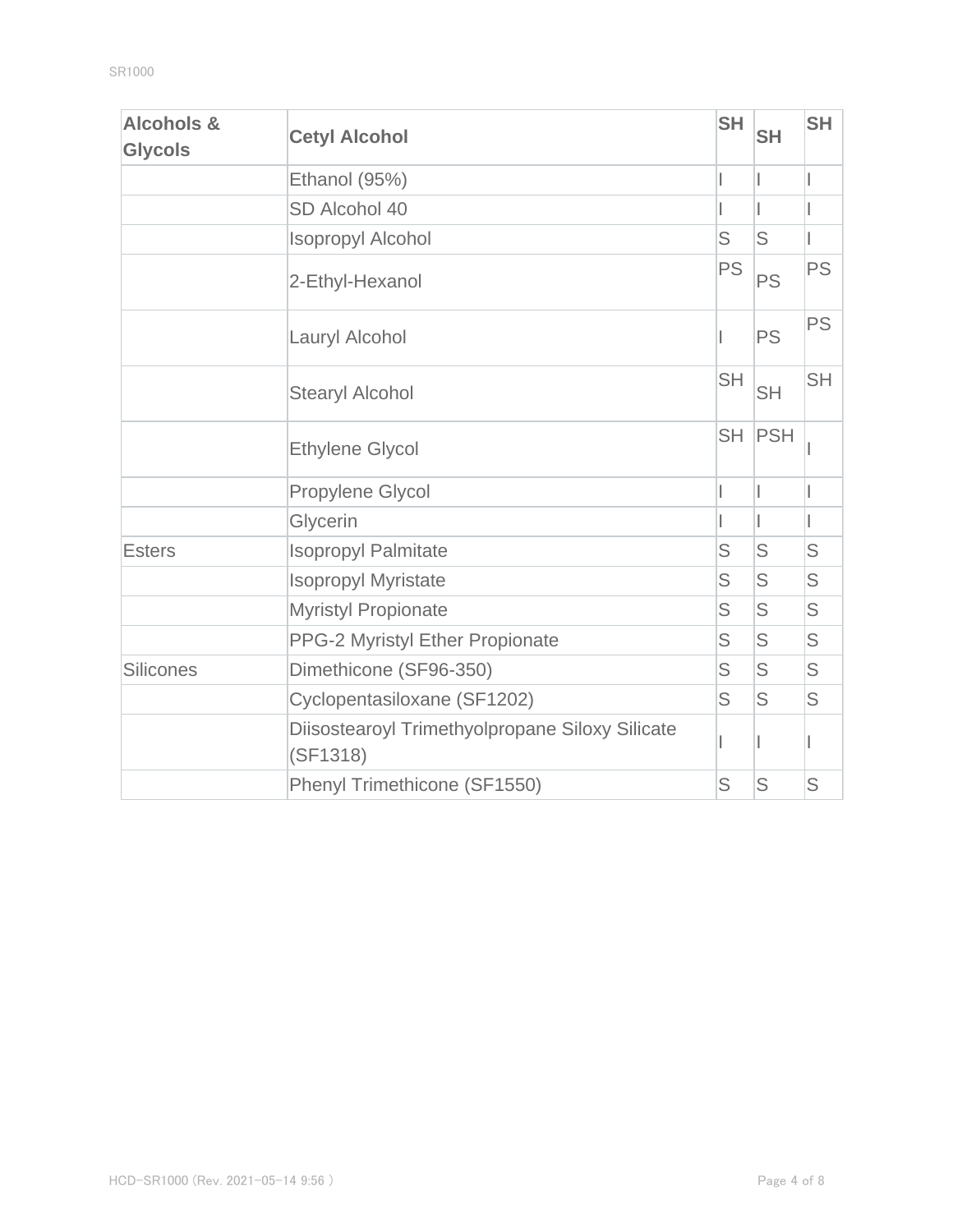| Alcohols & Glycols | Cetyl Alcohol | SH | SH | SH |
|---|---|---|---|---|
| | Ethanol (95%) | I | I | I |
| | SD Alcohol 40 | I | I | I |
| | Isopropyl Alcohol | S | S | I |
| | 2-Ethyl-Hexanol | PS | PS | PS |
| | Lauryl Alcohol | I | PS | PS |
| | Stearyl Alcohol | SH | SH | SH |
| | Ethylene Glycol | SH | PSH | I |
| | Propylene Glycol | I | I | I |
| | Glycerin | I | I | I |
| Esters | Isopropyl Palmitate | S | S | S |
| | Isopropyl Myristate | S | S | S |
| | Myristyl Propionate | S | S | S |
| | PPG-2 Myristyl Ether Propionate | S | S | S |
| Silicones | Dimethicone (SF96-350) | S | S | S |
| | Cyclopentasiloxane (SF1202) | S | S | S |
| | Diisostearoyl Trimethyolpropane Siloxy Silicate (SF1318) | I | I | I |
| | Phenyl Trimethicone (SF1550) | S | S | S |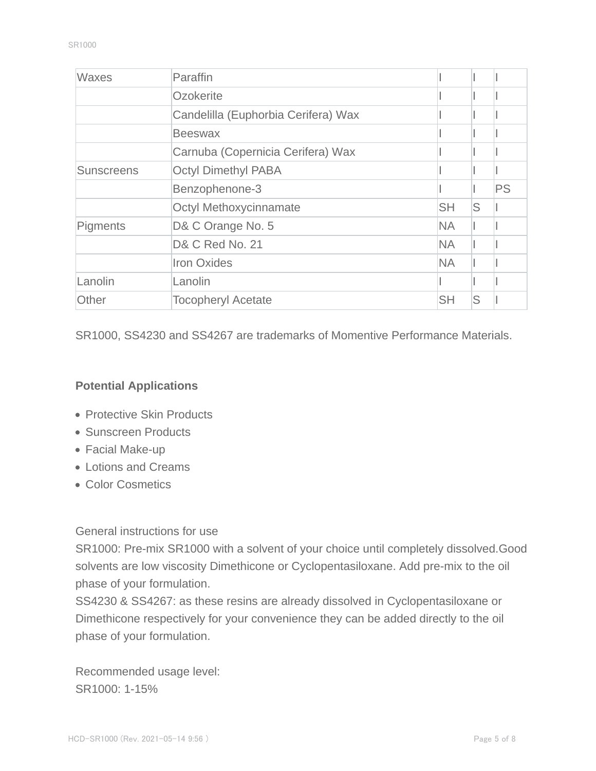| Waxes | Paraffin | I | I | I |
|---|---|---|---|---|
| | Ozokerite | I | I | I |
| | Candelilla (Euphorbia Cerifera) Wax | I | I | I |
| | Beeswax | I | I | I |
| | Carnuba (Copernicia Cerifera) Wax | I | I | I |
| Sunscreens | Octyl Dimethyl PABA | I | I | I |
| | Benzophenone-3 | I | I | PS |
| | Octyl Methoxycinnamate | SH | S | I |
| Pigments | D& C Orange No. 5 | NA | I | I |
| | D& C Red No. 21 | NA | I | I |
| | Iron Oxides | NA | I | I |
| Lanolin | Lanolin | I | I | I |
| Other | Tocopheryl Acetate | SH | S | I |

SR1000, SS4230 and SS4267 are trademarks of Momentive Performance Materials.

**Potential Applications**

- Protective Skin Products
- Sunscreen Products
- Facial Make-up
- Lotions and Creams
- Color Cosmetics

General instructions for use

SR1000: Pre-mix SR1000 with a solvent of your choice until completely dissolved.Good solvents are low viscosity Dimethicone or Cyclopentasiloxane. Add pre-mix to the oil phase of your formulation.

SS4230 & SS4267: as these resins are already dissolved in Cyclopentasiloxane or Dimethicone respectively for your convenience they can be added directly to the oil phase of your formulation.

Recommended usage level:

SR1000: 1-15%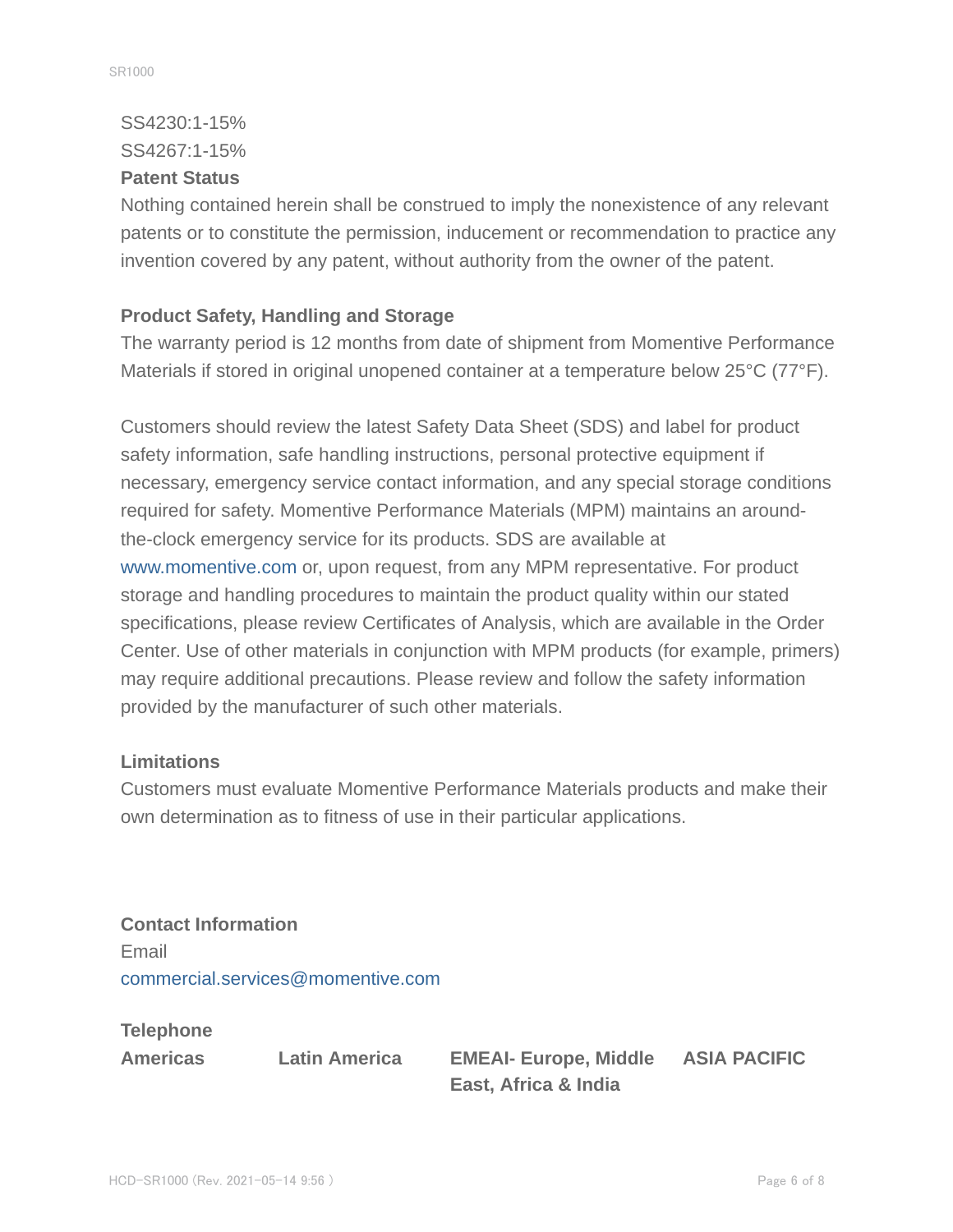SS4230:1-15%

SS4267:1-15%

**Patent Status**

Nothing contained herein shall be construed to imply the nonexistence of any relevant patents or to constitute the permission, inducement or recommendation to practice any invention covered by any patent, without authority from the owner of the patent.

**Product Safety, Handling and Storage**

The warranty period is 12 months from date of shipment from Momentive Performance Materials if stored in original unopened container at a temperature below 25°C (77°F).

Customers should review the latest Safety Data Sheet (SDS) and label for product safety information, safe handling instructions, personal protective equipment if necessary, emergency service contact information, and any special storage conditions required for safety. Momentive Performance Materials (MPM) maintains an around-the-clock emergency service for its products. SDS are available at www.momentive.com or, upon request, from any MPM representative. For product storage and handling procedures to maintain the product quality within our stated specifications, please review Certificates of Analysis, which are available in the Order Center. Use of other materials in conjunction with MPM products (for example, primers) may require additional precautions. Please review and follow the safety information provided by the manufacturer of such other materials.

**Limitations**

Customers must evaluate Momentive Performance Materials products and make their own determination as to fitness of use in their particular applications.

**Contact Information**

Email

commercial.services@momentive.com

**Telephone**

| **Americas** | **Latin America** | **EMEAI- Europe, Middle East, Africa & India** | **ASIA PACIFIC** |
|---|---|---|---|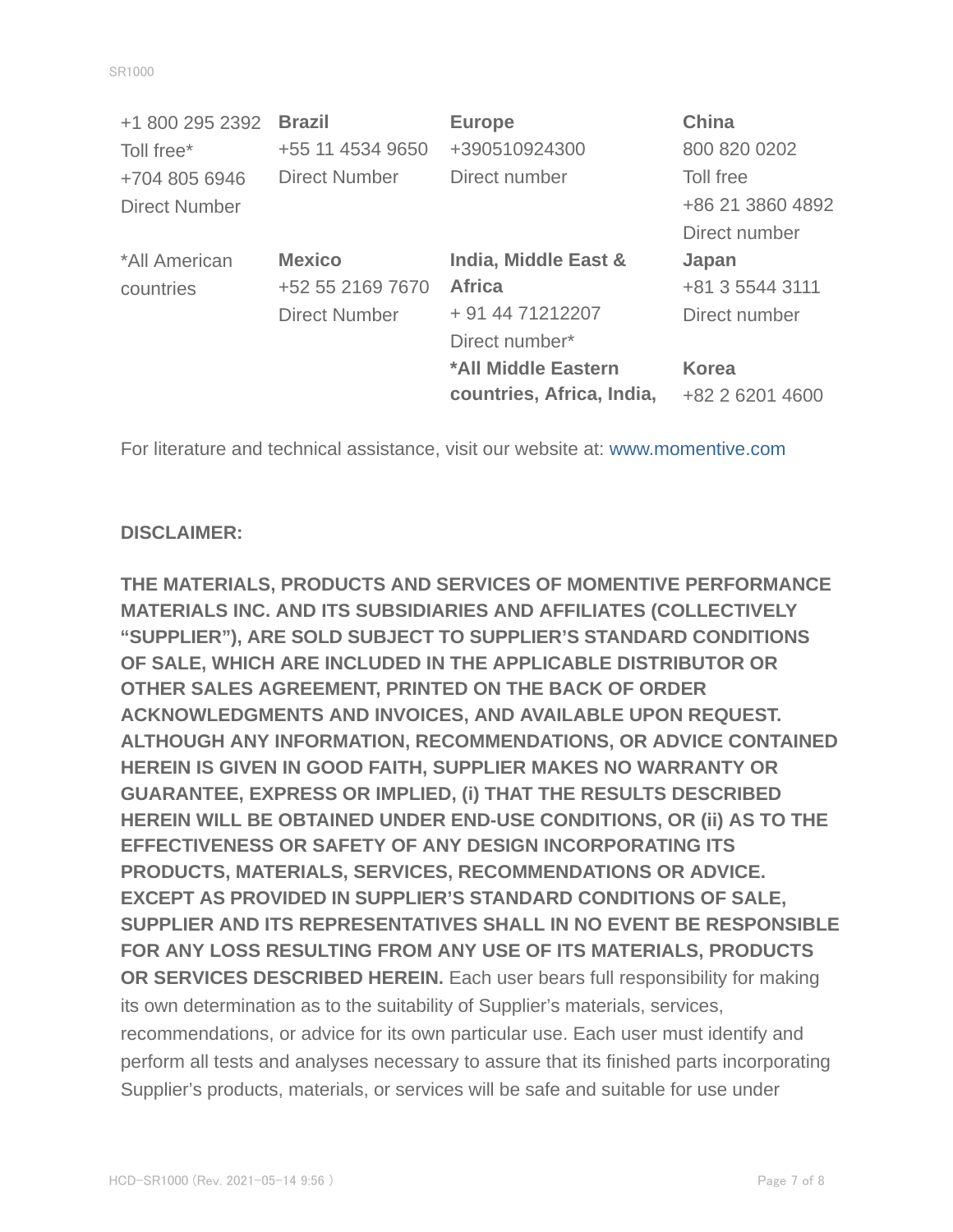| +1 800 295 2392 | **Brazil** | **Europe** | **China** |
|---|---|---|---|
| Toll free* | +55 11 4534 9650 | +390510924300 | 800 820 0202 |
| +704 805 6946 | Direct Number | Direct number | Toll free |
| Direct Number | | | +86 21 3860 4892 |
| | | | Direct number |
| *All American countries | **Mexico** | **India, Middle East & Africa** | **Japan** |
| | +52 55 2169 7670 | + 91 44 71212207 | +81 3 5544 3111 |
| | Direct Number | Direct number* | Direct number |
| | | ***All Middle Eastern countries, Africa, India,** | **Korea** |
| | | | +82 2 6201 4600 |

For literature and technical assistance, visit our website at: www.momentive.com

**DISCLAIMER:**

**THE MATERIALS, PRODUCTS AND SERVICES OF MOMENTIVE PERFORMANCE MATERIALS INC. AND ITS SUBSIDIARIES AND AFFILIATES (COLLECTIVELY "SUPPLIER"), ARE SOLD SUBJECT TO SUPPLIER'S STANDARD CONDITIONS OF SALE, WHICH ARE INCLUDED IN THE APPLICABLE DISTRIBUTOR OR OTHER SALES AGREEMENT, PRINTED ON THE BACK OF ORDER ACKNOWLEDGMENTS AND INVOICES, AND AVAILABLE UPON REQUEST. ALTHOUGH ANY INFORMATION, RECOMMENDATIONS, OR ADVICE CONTAINED HEREIN IS GIVEN IN GOOD FAITH, SUPPLIER MAKES NO WARRANTY OR GUARANTEE, EXPRESS OR IMPLIED, (i) THAT THE RESULTS DESCRIBED HEREIN WILL BE OBTAINED UNDER END-USE CONDITIONS, OR (ii) AS TO THE EFFECTIVENESS OR SAFETY OF ANY DESIGN INCORPORATING ITS PRODUCTS, MATERIALS, SERVICES, RECOMMENDATIONS OR ADVICE. EXCEPT AS PROVIDED IN SUPPLIER'S STANDARD CONDITIONS OF SALE, SUPPLIER AND ITS REPRESENTATIVES SHALL IN NO EVENT BE RESPONSIBLE FOR ANY LOSS RESULTING FROM ANY USE OF ITS MATERIALS, PRODUCTS OR SERVICES DESCRIBED HEREIN.** Each user bears full responsibility for making its own determination as to the suitability of Supplier's materials, services, recommendations, or advice for its own particular use. Each user must identify and perform all tests and analyses necessary to assure that its finished parts incorporating Supplier's products, materials, or services will be safe and suitable for use under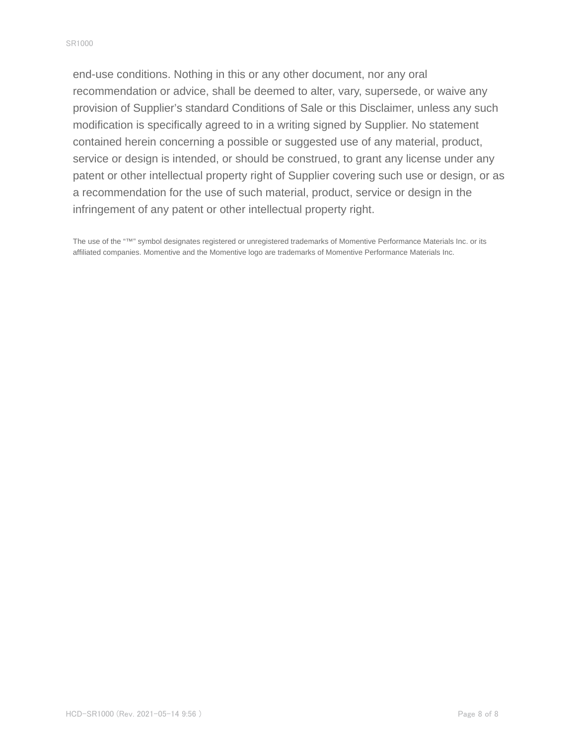end-use conditions. Nothing in this or any other document, nor any oral recommendation or advice, shall be deemed to alter, vary, supersede, or waive any provision of Supplier's standard Conditions of Sale or this Disclaimer, unless any such modification is specifically agreed to in a writing signed by Supplier. No statement contained herein concerning a possible or suggested use of any material, product, service or design is intended, or should be construed, to grant any license under any patent or other intellectual property right of Supplier covering such use or design, or as a recommendation for the use of such material, product, service or design in the infringement of any patent or other intellectual property right.

The use of the "™" symbol designates registered or unregistered trademarks of Momentive Performance Materials Inc. or its affiliated companies. Momentive and the Momentive logo are trademarks of Momentive Performance Materials Inc.